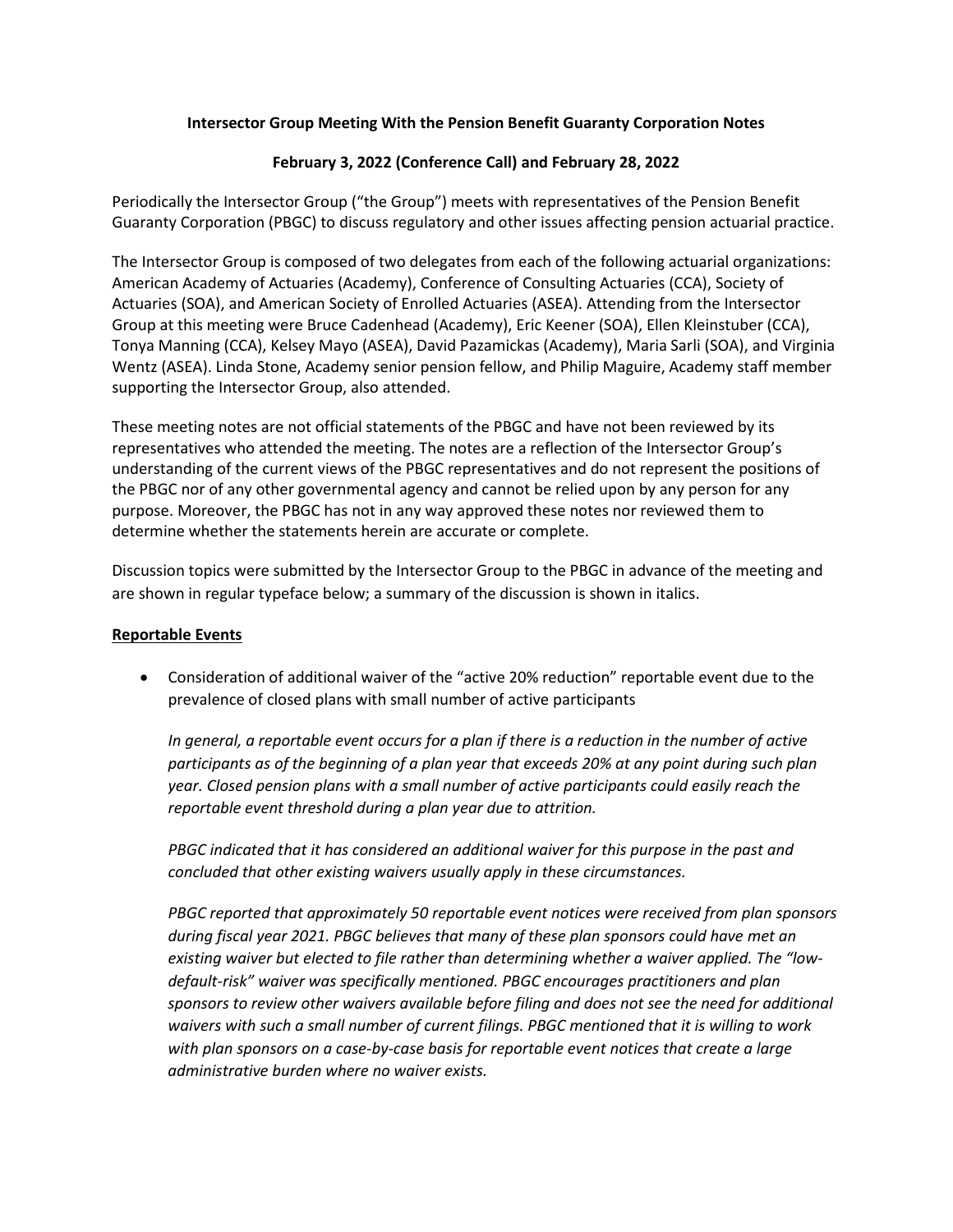**Intersector Group Meeting With the Pension Benefit Guaranty Corporation Notes**

**February 3, 2022 (Conference Call) and February 28, 2022**

Periodically the Intersector Group ("the Group") meets with representatives of the Pension Benefit Guaranty Corporation (PBGC) to discuss regulatory and other issues affecting pension actuarial practice.

The Intersector Group is composed of two delegates from each of the following actuarial organizations: American Academy of Actuaries (Academy), Conference of Consulting Actuaries (CCA), Society of Actuaries (SOA), and American Society of Enrolled Actuaries (ASEA). Attending from the Intersector Group at this meeting were Bruce Cadenhead (Academy), Eric Keener (SOA), Ellen Kleinstuber (CCA), Tonya Manning (CCA), Kelsey Mayo (ASEA), David Pazamickas (Academy), Maria Sarli (SOA), and Virginia Wentz (ASEA). Linda Stone, Academy senior pension fellow, and Philip Maguire, Academy staff member supporting the Intersector Group, also attended.

These meeting notes are not official statements of the PBGC and have not been reviewed by its representatives who attended the meeting. The notes are a reflection of the Intersector Group's understanding of the current views of the PBGC representatives and do not represent the positions of the PBGC nor of any other governmental agency and cannot be relied upon by any person for any purpose. Moreover, the PBGC has not in any way approved these notes nor reviewed them to determine whether the statements herein are accurate or complete.

Discussion topics were submitted by the Intersector Group to the PBGC in advance of the meeting and are shown in regular typeface below; a summary of the discussion is shown in italics.

**Reportable Events**

- Consideration of additional waiver of the "active 20% reduction" reportable event due to the prevalence of closed plans with small number of active participants

  *In general, a reportable event occurs for a plan if there is a reduction in the number of active participants as of the beginning of a plan year that exceeds 20% at any point during such plan year. Closed pension plans with a small number of active participants could easily reach the reportable event threshold during a plan year due to attrition.*

  *PBGC indicated that it has considered an additional waiver for this purpose in the past and concluded that other existing waivers usually apply in these circumstances.*

  *PBGC reported that approximately 50 reportable event notices were received from plan sponsors during fiscal year 2021. PBGC believes that many of these plan sponsors could have met an existing waiver but elected to file rather than determining whether a waiver applied. The "low-default-risk" waiver was specifically mentioned. PBGC encourages practitioners and plan sponsors to review other waivers available before filing and does not see the need for additional waivers with such a small number of current filings. PBGC mentioned that it is willing to work with plan sponsors on a case-by-case basis for reportable event notices that create a large administrative burden where no waiver exists.*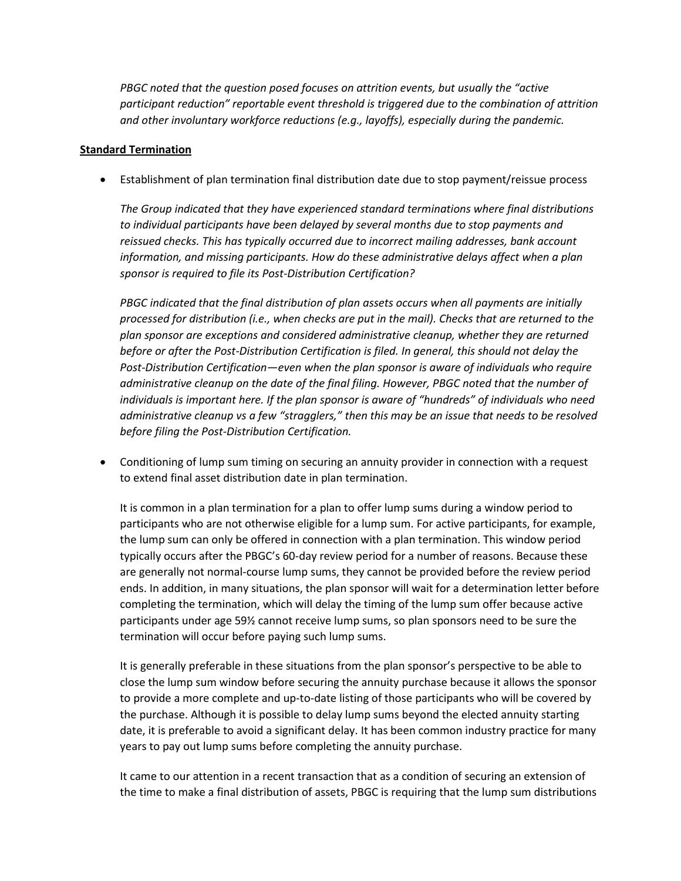*PBGC noted that the question posed focuses on attrition events, but usually the "active participant reduction" reportable event threshold is triggered due to the combination of attrition and other involuntary workforce reductions (e.g., layoffs), especially during the pandemic.*

**Standard Termination**

- Establishment of plan termination final distribution date due to stop payment/reissue process

  *The Group indicated that they have experienced standard terminations where final distributions to individual participants have been delayed by several months due to stop payments and reissued checks. This has typically occurred due to incorrect mailing addresses, bank account information, and missing participants. How do these administrative delays affect when a plan sponsor is required to file its Post-Distribution Certification?*

  *PBGC indicated that the final distribution of plan assets occurs when all payments are initially processed for distribution (i.e., when checks are put in the mail). Checks that are returned to the plan sponsor are exceptions and considered administrative cleanup, whether they are returned before or after the Post-Distribution Certification is filed. In general, this should not delay the Post-Distribution Certification—even when the plan sponsor is aware of individuals who require administrative cleanup on the date of the final filing. However, PBGC noted that the number of individuals is important here. If the plan sponsor is aware of "hundreds" of individuals who need administrative cleanup vs a few "stragglers," then this may be an issue that needs to be resolved before filing the Post-Distribution Certification.*

- Conditioning of lump sum timing on securing an annuity provider in connection with a request to extend final asset distribution date in plan termination.

  It is common in a plan termination for a plan to offer lump sums during a window period to participants who are not otherwise eligible for a lump sum. For active participants, for example, the lump sum can only be offered in connection with a plan termination. This window period typically occurs after the PBGC's 60-day review period for a number of reasons. Because these are generally not normal-course lump sums, they cannot be provided before the review period ends. In addition, in many situations, the plan sponsor will wait for a determination letter before completing the termination, which will delay the timing of the lump sum offer because active participants under age 59½ cannot receive lump sums, so plan sponsors need to be sure the termination will occur before paying such lump sums.

  It is generally preferable in these situations from the plan sponsor's perspective to be able to close the lump sum window before securing the annuity purchase because it allows the sponsor to provide a more complete and up-to-date listing of those participants who will be covered by the purchase. Although it is possible to delay lump sums beyond the elected annuity starting date, it is preferable to avoid a significant delay. It has been common industry practice for many years to pay out lump sums before completing the annuity purchase.

  It came to our attention in a recent transaction that as a condition of securing an extension of the time to make a final distribution of assets, PBGC is requiring that the lump sum distributions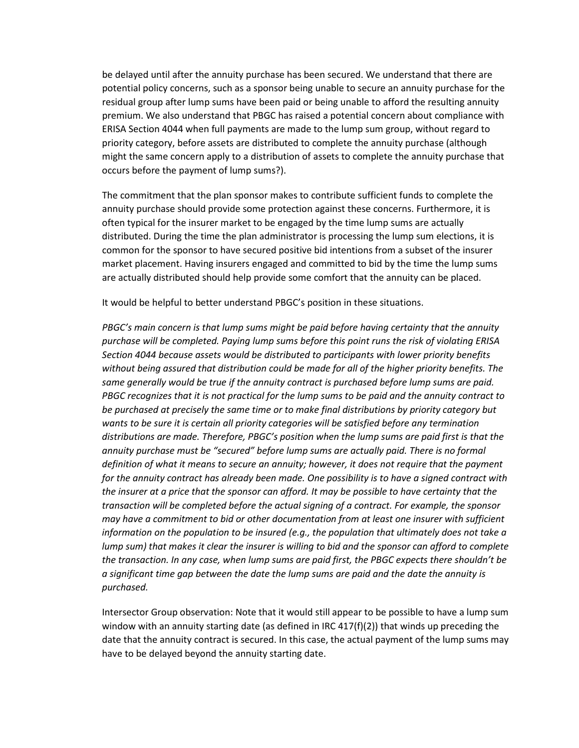be delayed until after the annuity purchase has been secured. We understand that there are potential policy concerns, such as a sponsor being unable to secure an annuity purchase for the residual group after lump sums have been paid or being unable to afford the resulting annuity premium. We also understand that PBGC has raised a potential concern about compliance with ERISA Section 4044 when full payments are made to the lump sum group, without regard to priority category, before assets are distributed to complete the annuity purchase (although might the same concern apply to a distribution of assets to complete the annuity purchase that occurs before the payment of lump sums?).

The commitment that the plan sponsor makes to contribute sufficient funds to complete the annuity purchase should provide some protection against these concerns. Furthermore, it is often typical for the insurer market to be engaged by the time lump sums are actually distributed. During the time the plan administrator is processing the lump sum elections, it is common for the sponsor to have secured positive bid intentions from a subset of the insurer market placement. Having insurers engaged and committed to bid by the time the lump sums are actually distributed should help provide some comfort that the annuity can be placed.

It would be helpful to better understand PBGC's position in these situations.

*PBGC's main concern is that lump sums might be paid before having certainty that the annuity purchase will be completed. Paying lump sums before this point runs the risk of violating ERISA Section 4044 because assets would be distributed to participants with lower priority benefits without being assured that distribution could be made for all of the higher priority benefits. The same generally would be true if the annuity contract is purchased before lump sums are paid. PBGC recognizes that it is not practical for the lump sums to be paid and the annuity contract to be purchased at precisely the same time or to make final distributions by priority category but wants to be sure it is certain all priority categories will be satisfied before any termination distributions are made. Therefore, PBGC's position when the lump sums are paid first is that the annuity purchase must be "secured" before lump sums are actually paid. There is no formal definition of what it means to secure an annuity; however, it does not require that the payment for the annuity contract has already been made. One possibility is to have a signed contract with the insurer at a price that the sponsor can afford. It may be possible to have certainty that the transaction will be completed before the actual signing of a contract. For example, the sponsor may have a commitment to bid or other documentation from at least one insurer with sufficient information on the population to be insured (e.g., the population that ultimately does not take a lump sum) that makes it clear the insurer is willing to bid and the sponsor can afford to complete the transaction. In any case, when lump sums are paid first, the PBGC expects there shouldn't be a significant time gap between the date the lump sums are paid and the date the annuity is purchased.*

Intersector Group observation: Note that it would still appear to be possible to have a lump sum window with an annuity starting date (as defined in IRC 417(f)(2)) that winds up preceding the date that the annuity contract is secured. In this case, the actual payment of the lump sums may have to be delayed beyond the annuity starting date.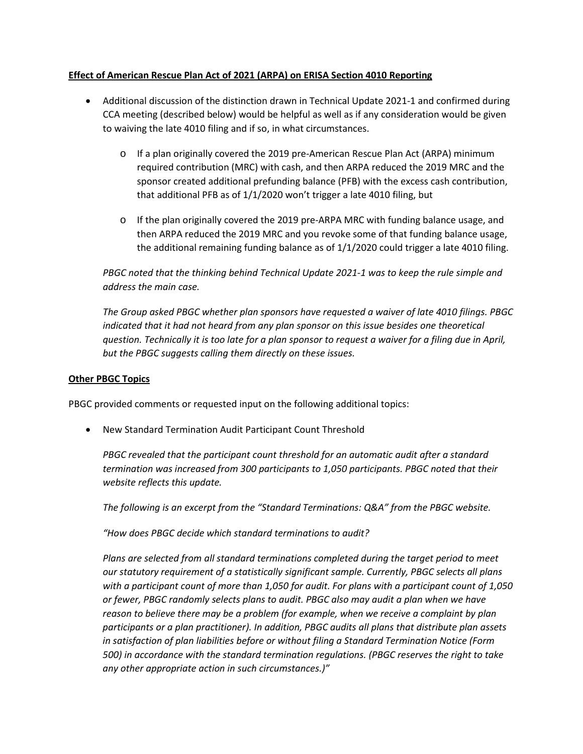**<u>Effect of American Rescue Plan Act of 2021 (ARPA) on ERISA Section 4010 Reporting</u>**

- Additional discussion of the distinction drawn in Technical Update 2021-1 and confirmed during CCA meeting (described below) would be helpful as well as if any consideration would be given to waiving the late 4010 filing and if so, in what circumstances.
  - If a plan originally covered the 2019 pre-American Rescue Plan Act (ARPA) minimum required contribution (MRC) with cash, and then ARPA reduced the 2019 MRC and the sponsor created additional prefunding balance (PFB) with the excess cash contribution, that additional PFB as of 1/1/2020 won't trigger a late 4010 filing, but
  - If the plan originally covered the 2019 pre-ARPA MRC with funding balance usage, and then ARPA reduced the 2019 MRC and you revoke some of that funding balance usage, the additional remaining funding balance as of 1/1/2020 could trigger a late 4010 filing.

  *PBGC noted that the thinking behind Technical Update 2021-1 was to keep the rule simple and address the main case.*

  *The Group asked PBGC whether plan sponsors have requested a waiver of late 4010 filings. PBGC indicated that it had not heard from any plan sponsor on this issue besides one theoretical question. Technically it is too late for a plan sponsor to request a waiver for a filing due in April, but the PBGC suggests calling them directly on these issues.*

**<u>Other PBGC Topics</u>**

PBGC provided comments or requested input on the following additional topics:

- New Standard Termination Audit Participant Count Threshold

  *PBGC revealed that the participant count threshold for an automatic audit after a standard termination was increased from 300 participants to 1,050 participants. PBGC noted that their website reflects this update.*

  *The following is an excerpt from the "Standard Terminations: Q&A" from the PBGC website.*

  *"How does PBGC decide which standard terminations to audit?*

  *Plans are selected from all standard terminations completed during the target period to meet our statutory requirement of a statistically significant sample. Currently, PBGC selects all plans with a participant count of more than 1,050 for audit. For plans with a participant count of 1,050 or fewer, PBGC randomly selects plans to audit. PBGC also may audit a plan when we have reason to believe there may be a problem (for example, when we receive a complaint by plan participants or a plan practitioner). In addition, PBGC audits all plans that distribute plan assets in satisfaction of plan liabilities before or without filing a Standard Termination Notice (Form 500) in accordance with the standard termination regulations. (PBGC reserves the right to take any other appropriate action in such circumstances.)"*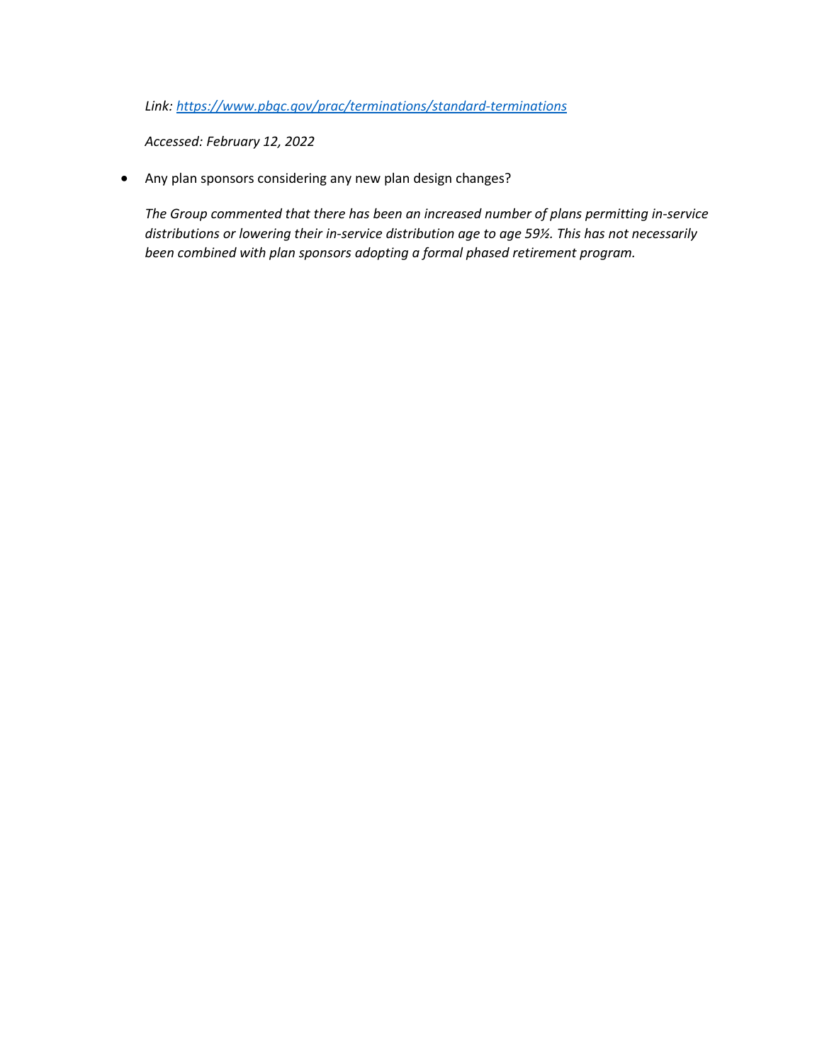*Link: [https://www.pbgc.gov/prac/terminations/standard-terminations](https://www.pbgc.gov/prac/terminations/standard-terminations)*

*Accessed: February 12, 2022*

- Any plan sponsors considering any new plan design changes?

  *The Group commented that there has been an increased number of plans permitting in-service distributions or lowering their in-service distribution age to age 59½. This has not necessarily been combined with plan sponsors adopting a formal phased retirement program.*